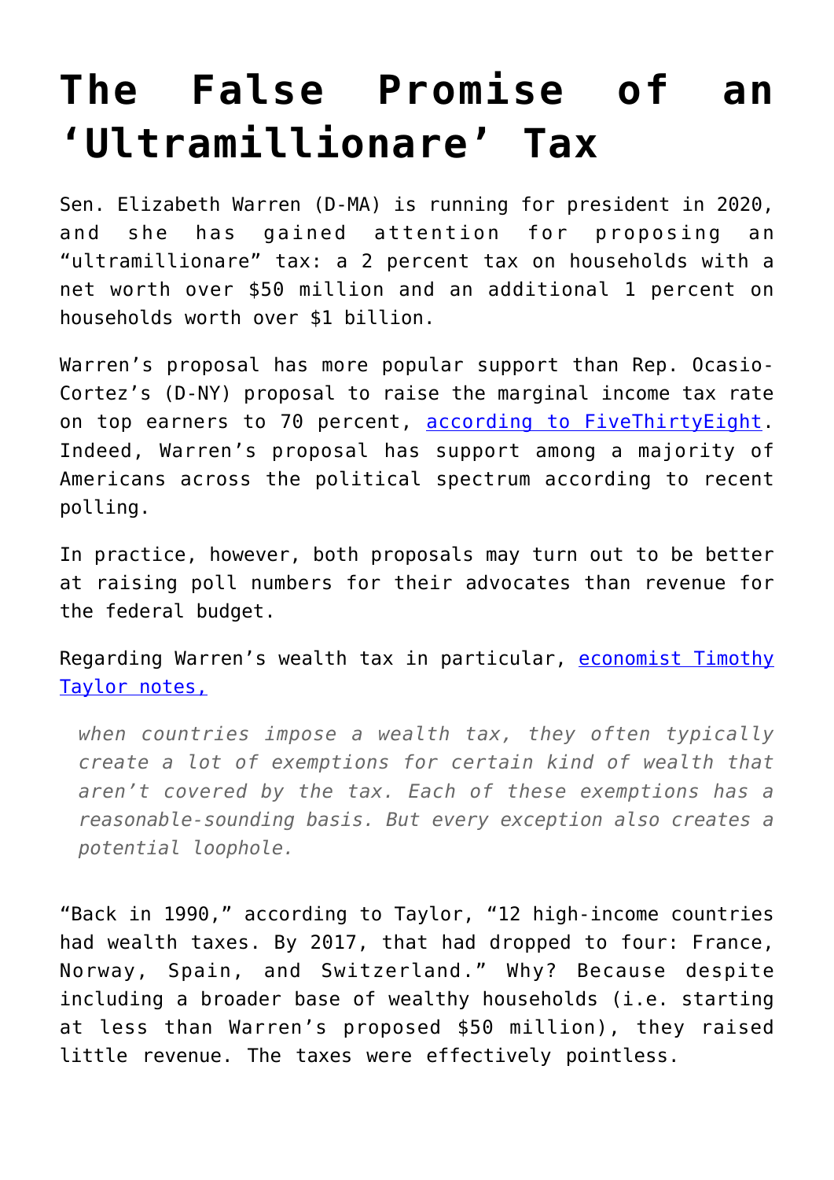# The False Promise of an 'Ultramillionare' Tax

Sen. Elizabeth Warren (D-MA) is running for president in 2020, and she has gained attention for proposing an "ultramillionare" tax: a 2 percent tax on households with a net worth over $50 million and an additional 1 percent on households worth over $1 billion.

Warren's proposal has more popular support than Rep. Ocasio-Cortez's (D-NY) proposal to raise the marginal income tax rate on top earners to 70 percent, [according to FiveThirtyEight](). Indeed, Warren's proposal has support among a majority of Americans across the political spectrum according to recent polling.

In practice, however, both proposals may turn out to be better at raising poll numbers for their advocates than revenue for the federal budget.

Regarding Warren's wealth tax in particular, [economist Timothy Taylor notes,]()

> *when countries impose a wealth tax, they often typically create a lot of exemptions for certain kind of wealth that aren't covered by the tax. Each of these exemptions has a reasonable-sounding basis. But every exception also creates a potential loophole.*

"Back in 1990," according to Taylor, "12 high-income countries had wealth taxes. By 2017, that had dropped to four: France, Norway, Spain, and Switzerland." Why? Because despite including a broader base of wealthy households (i.e. starting at less than Warren's proposed $50 million), they raised little revenue. The taxes were effectively pointless.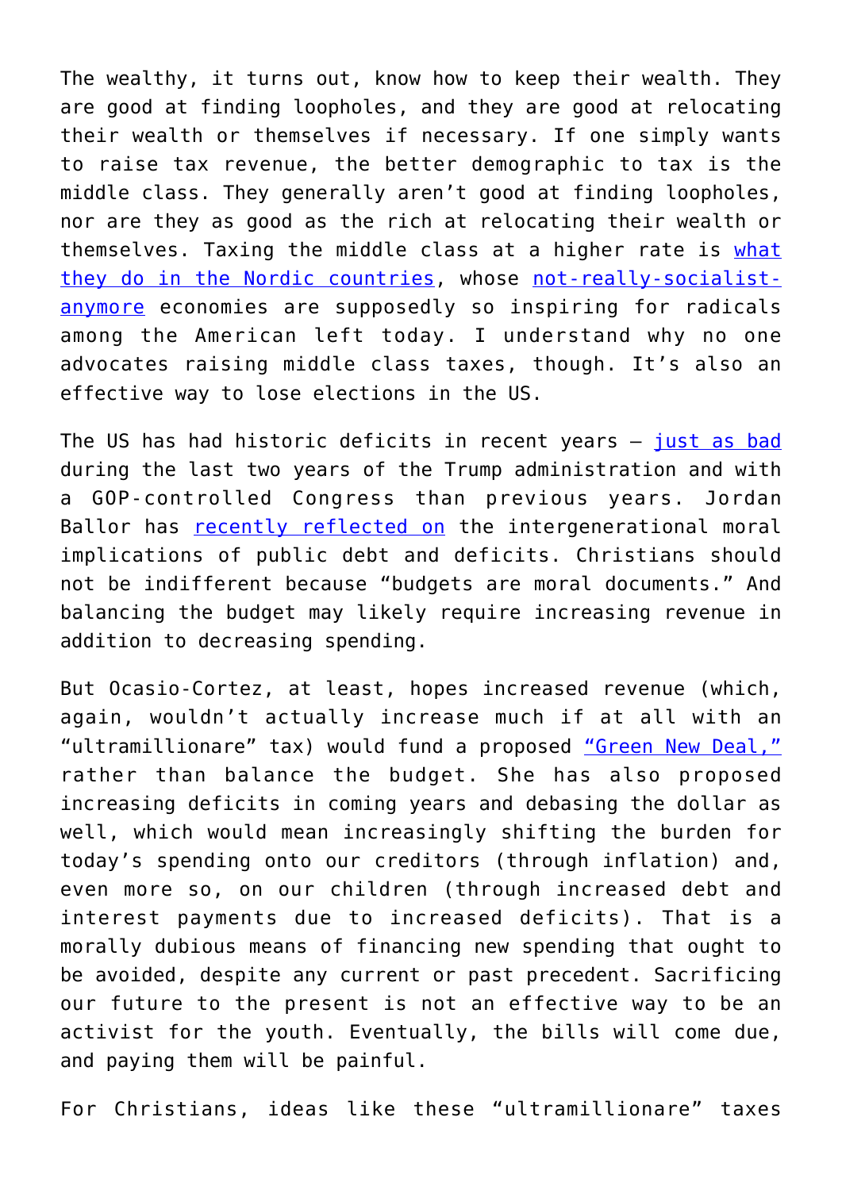The wealthy, it turns out, know how to keep their wealth. They are good at finding loopholes, and they are good at relocating their wealth or themselves if necessary. If one simply wants to raise tax revenue, the better demographic to tax is the middle class. They generally aren't good at finding loopholes, nor are they as good as the rich at relocating their wealth or themselves. Taxing the middle class at a higher rate is what they do in the Nordic countries, whose not-really-socialist-anymore economies are supposedly so inspiring for radicals among the American left today. I understand why no one advocates raising middle class taxes, though. It's also an effective way to lose elections in the US.

The US has had historic deficits in recent years — just as bad during the last two years of the Trump administration and with a GOP-controlled Congress than previous years. Jordan Ballor has recently reflected on the intergenerational moral implications of public debt and deficits. Christians should not be indifferent because "budgets are moral documents." And balancing the budget may likely require increasing revenue in addition to decreasing spending.

But Ocasio-Cortez, at least, hopes increased revenue (which, again, wouldn't actually increase much if at all with an "ultramillionare" tax) would fund a proposed "Green New Deal," rather than balance the budget. She has also proposed increasing deficits in coming years and debasing the dollar as well, which would mean increasingly shifting the burden for today's spending onto our creditors (through inflation) and, even more so, on our children (through increased debt and interest payments due to increased deficits). That is a morally dubious means of financing new spending that ought to be avoided, despite any current or past precedent. Sacrificing our future to the present is not an effective way to be an activist for the youth. Eventually, the bills will come due, and paying them will be painful.

For Christians, ideas like these "ultramillionare" taxes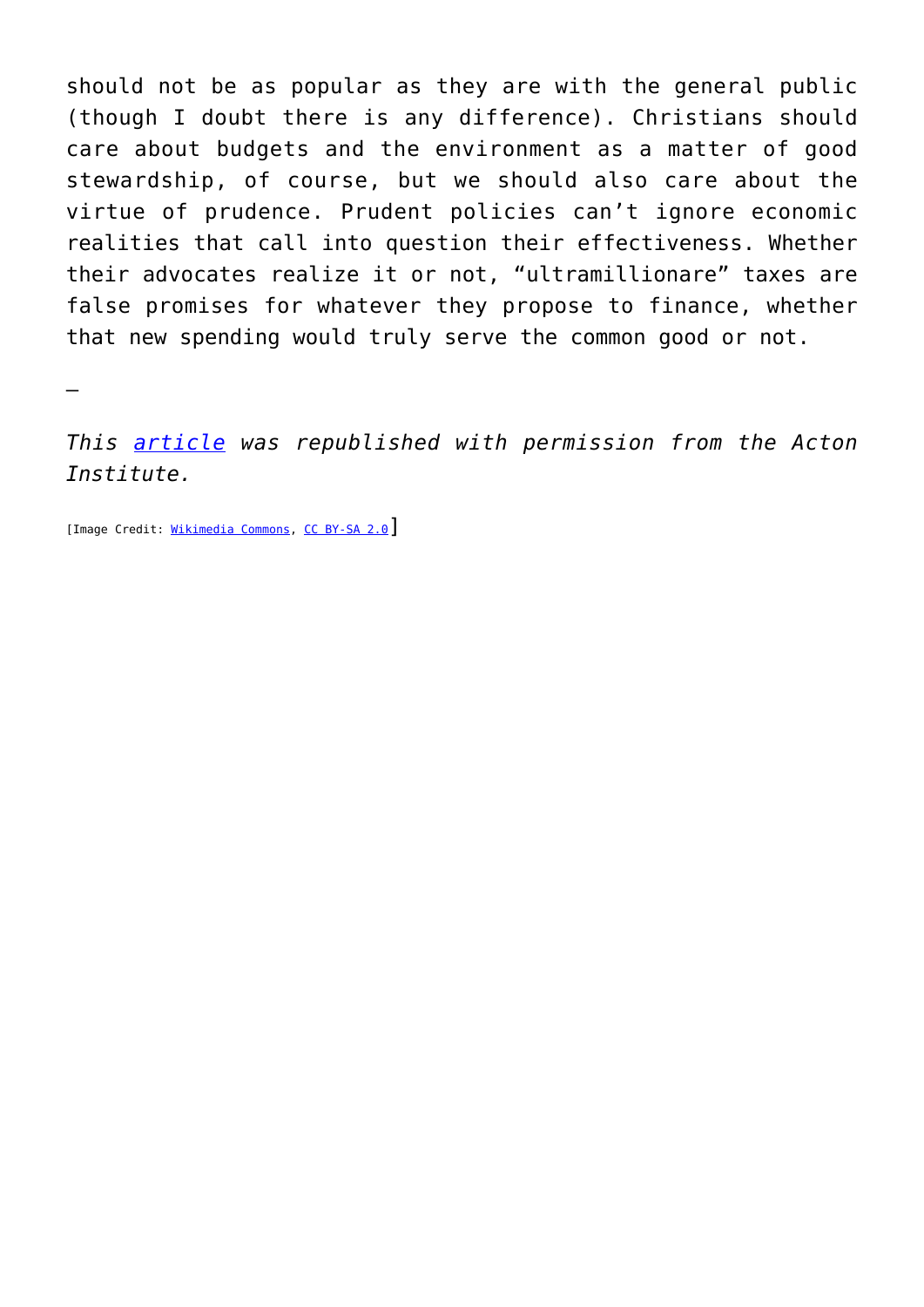should not be as popular as they are with the general public (though I doubt there is any difference). Christians should care about budgets and the environment as a matter of good stewardship, of course, but we should also care about the virtue of prudence. Prudent policies can't ignore economic realities that call into question their effectiveness. Whether their advocates realize it or not, "ultramillionare" taxes are false promises for whatever they propose to finance, whether that new spending would truly serve the common good or not.

—

*This article was republished with permission from the Acton Institute.*

[Image Credit: Wikimedia Commons, CC BY-SA 2.0]